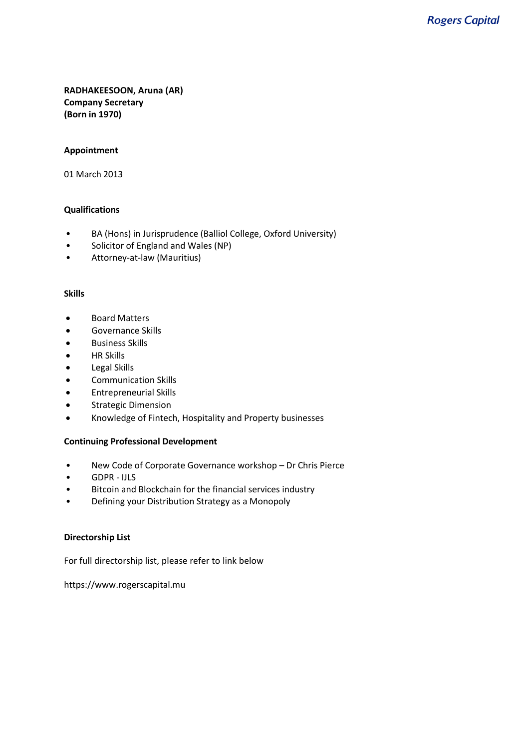**RADHAKEESOON, Aruna (AR)**
**Company Secretary**
**(Born in 1970)**

**Appointment**

01 March 2013

**Qualifications**

- BA (Hons) in Jurisprudence (Balliol College, Oxford University)
- Solicitor of England and Wales (NP)
- Attorney-at-law (Mauritius)

**Skills**

- Board Matters
- Governance Skills
- Business Skills
- HR Skills
- Legal Skills
- Communication Skills
- Entrepreneurial Skills
- Strategic Dimension
- Knowledge of Fintech, Hospitality and Property businesses

**Continuing Professional Development**

- New Code of Corporate Governance workshop – Dr Chris Pierce
- GDPR - IJLS
- Bitcoin and Blockchain for the financial services industry
- Defining your Distribution Strategy as a Monopoly

**Directorship List**

For full directorship list, please refer to link below

https://www.rogerscapital.mu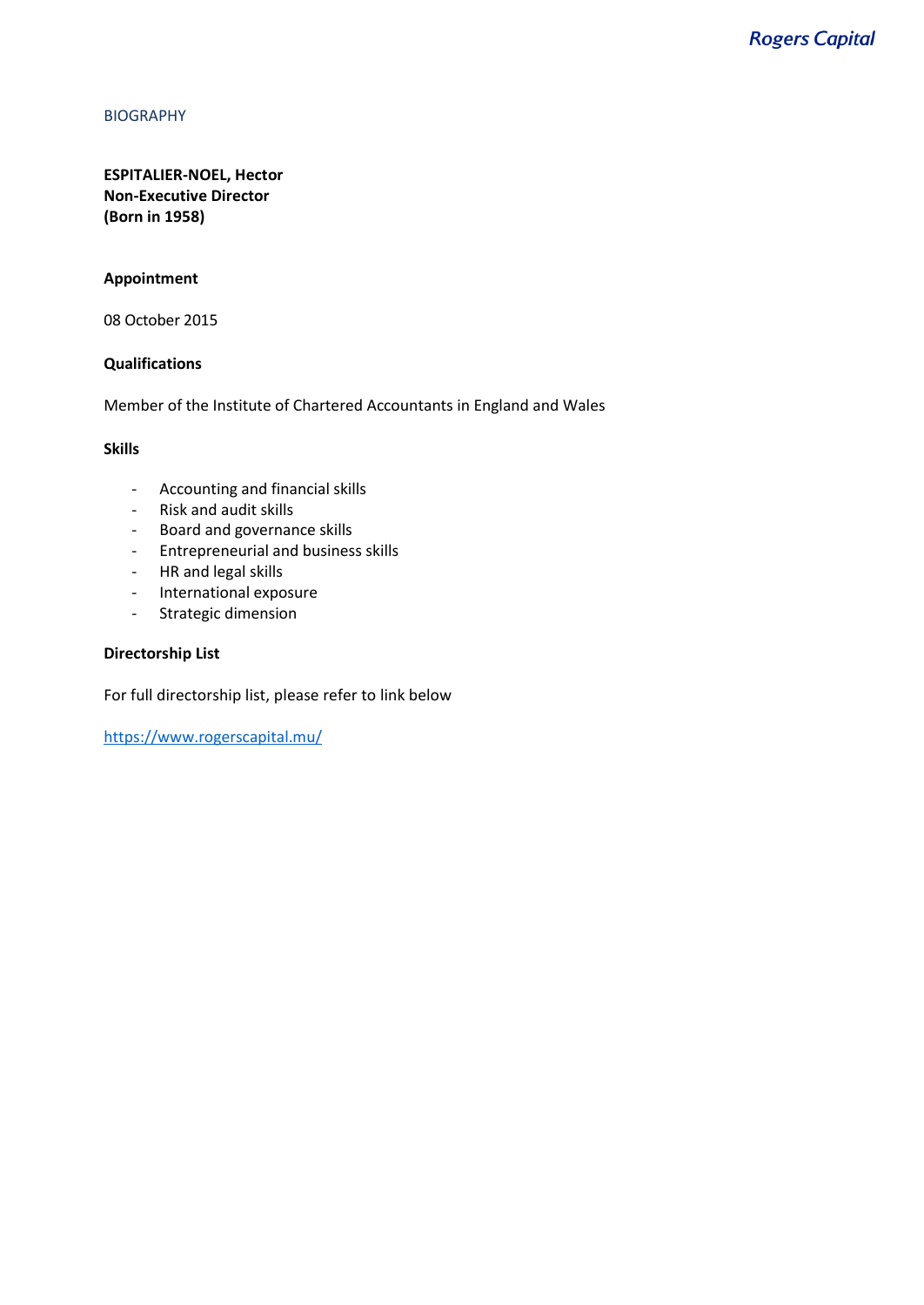BIOGRAPHY

**ESPITALIER-NOEL, Hector**
**Non-Executive Director**
**(Born in 1958)**

**Appointment**

08 October 2015

**Qualifications**

Member of the Institute of Chartered Accountants in England and Wales

**Skills**

- Accounting and financial skills
- Risk and audit skills
- Board and governance skills
- Entrepreneurial and business skills
- HR and legal skills
- International exposure
- Strategic dimension

**Directorship List**

For full directorship list, please refer to link below

https://www.rogerscapital.mu/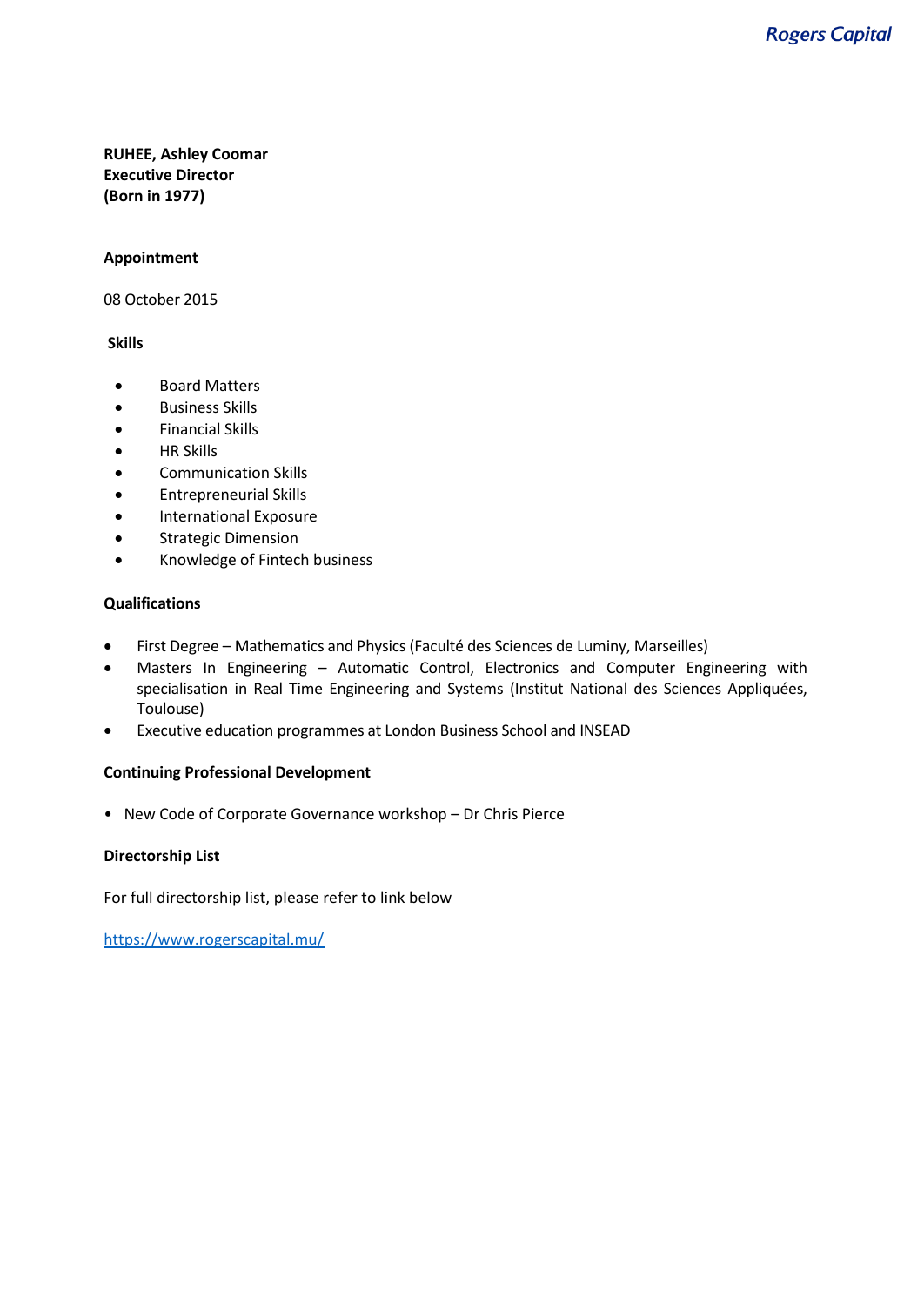**RUHEE, Ashley Coomar**
**Executive Director**
**(Born in 1977)**

**Appointment**

08 October 2015

**Skills**

- Board Matters
- Business Skills
- Financial Skills
- HR Skills
- Communication Skills
- Entrepreneurial Skills
- International Exposure
- Strategic Dimension
- Knowledge of Fintech business

**Qualifications**

- First Degree – Mathematics and Physics (Faculté des Sciences de Luminy, Marseilles)
- Masters In Engineering – Automatic Control, Electronics and Computer Engineering with specialisation in Real Time Engineering and Systems (Institut National des Sciences Appliquées, Toulouse)
- Executive education programmes at London Business School and INSEAD

**Continuing Professional Development**

- New Code of Corporate Governance workshop – Dr Chris Pierce

**Directorship List**

For full directorship list, please refer to link below

https://www.rogerscapital.mu/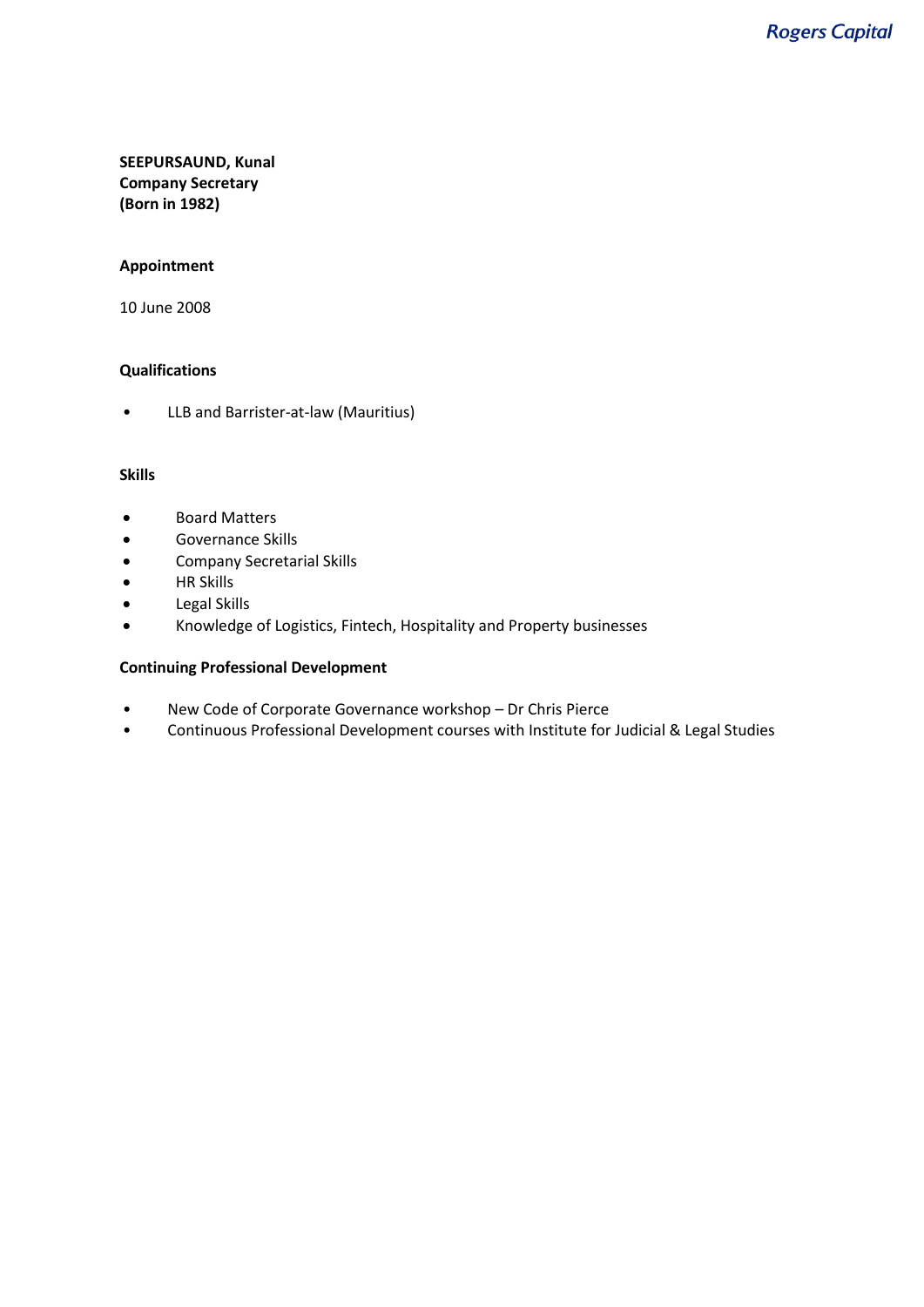**SEEPURSAUND, Kunal**
**Company Secretary**
**(Born in 1982)**

**Appointment**

10 June 2008

**Qualifications**

- LLB and Barrister-at-law (Mauritius)

**Skills**

- Board Matters
- Governance Skills
- Company Secretarial Skills
- HR Skills
- Legal Skills
- Knowledge of Logistics, Fintech, Hospitality and Property businesses

**Continuing Professional Development**

- New Code of Corporate Governance workshop – Dr Chris Pierce
- Continuous Professional Development courses with Institute for Judicial & Legal Studies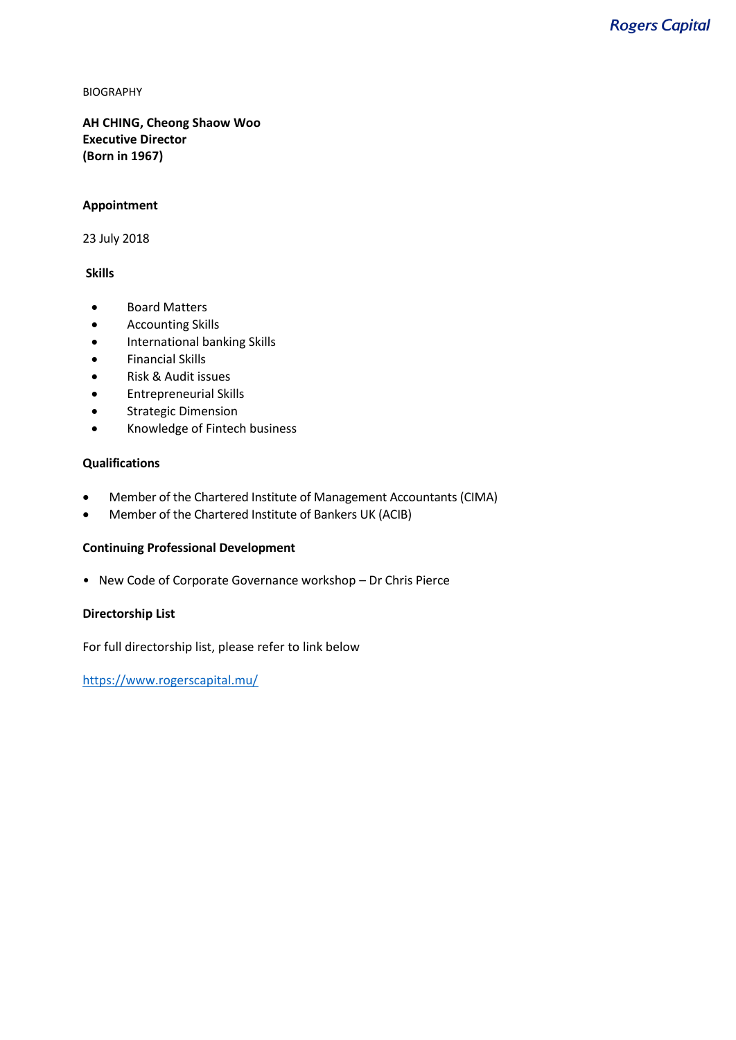BIOGRAPHY

**AH CHING, Cheong Shaow Woo**
**Executive Director**
**(Born in 1967)**

**Appointment**

23 July 2018

**Skills**

- Board Matters
- Accounting Skills
- International banking Skills
- Financial Skills
- Risk & Audit issues
- Entrepreneurial Skills
- Strategic Dimension
- Knowledge of Fintech business

**Qualifications**

- Member of the Chartered Institute of Management Accountants (CIMA)
- Member of the Chartered Institute of Bankers UK (ACIB)

**Continuing Professional Development**

- New Code of Corporate Governance workshop – Dr Chris Pierce

**Directorship List**

For full directorship list, please refer to link below

https://www.rogerscapital.mu/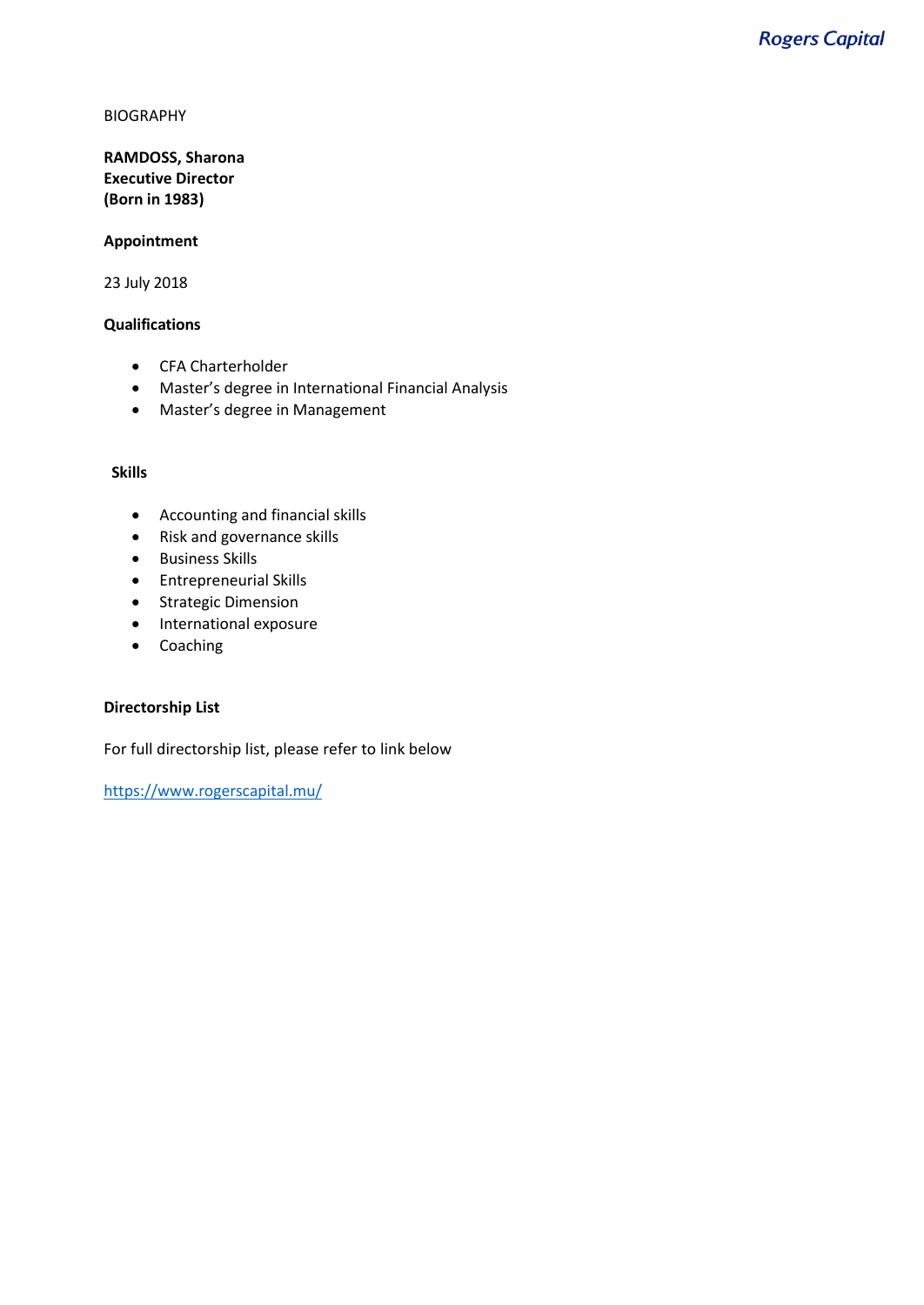BIOGRAPHY

**RAMDOSS, Sharona**
**Executive Director**
**(Born in 1983)**

**Appointment**

23 July 2018

**Qualifications**

- CFA Charterholder
- Master's degree in International Financial Analysis
- Master's degree in Management

**Skills**

- Accounting and financial skills
- Risk and governance skills
- Business Skills
- Entrepreneurial Skills
- Strategic Dimension
- International exposure
- Coaching

**Directorship List**

For full directorship list, please refer to link below

https://www.rogerscapital.mu/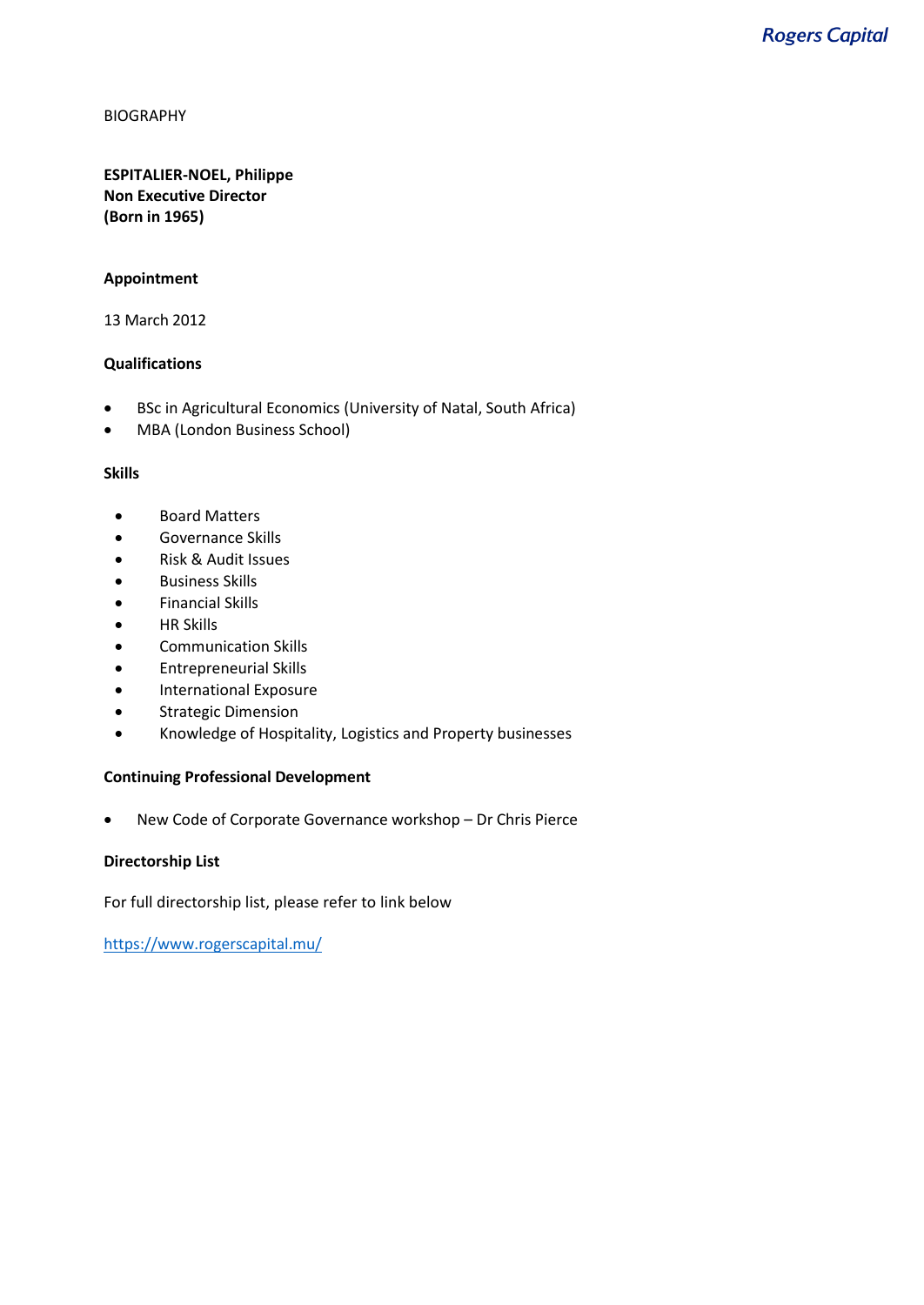BIOGRAPHY

**ESPITALIER-NOEL, Philippe**
**Non Executive Director**
**(Born in 1965)**

**Appointment**

13 March 2012

**Qualifications**

- BSc in Agricultural Economics (University of Natal, South Africa)
- MBA (London Business School)

**Skills**

- Board Matters
- Governance Skills
- Risk & Audit Issues
- Business Skills
- Financial Skills
- HR Skills
- Communication Skills
- Entrepreneurial Skills
- International Exposure
- Strategic Dimension
- Knowledge of Hospitality, Logistics and Property businesses

**Continuing Professional Development**

- New Code of Corporate Governance workshop – Dr Chris Pierce

**Directorship List**

For full directorship list, please refer to link below

https://www.rogerscapital.mu/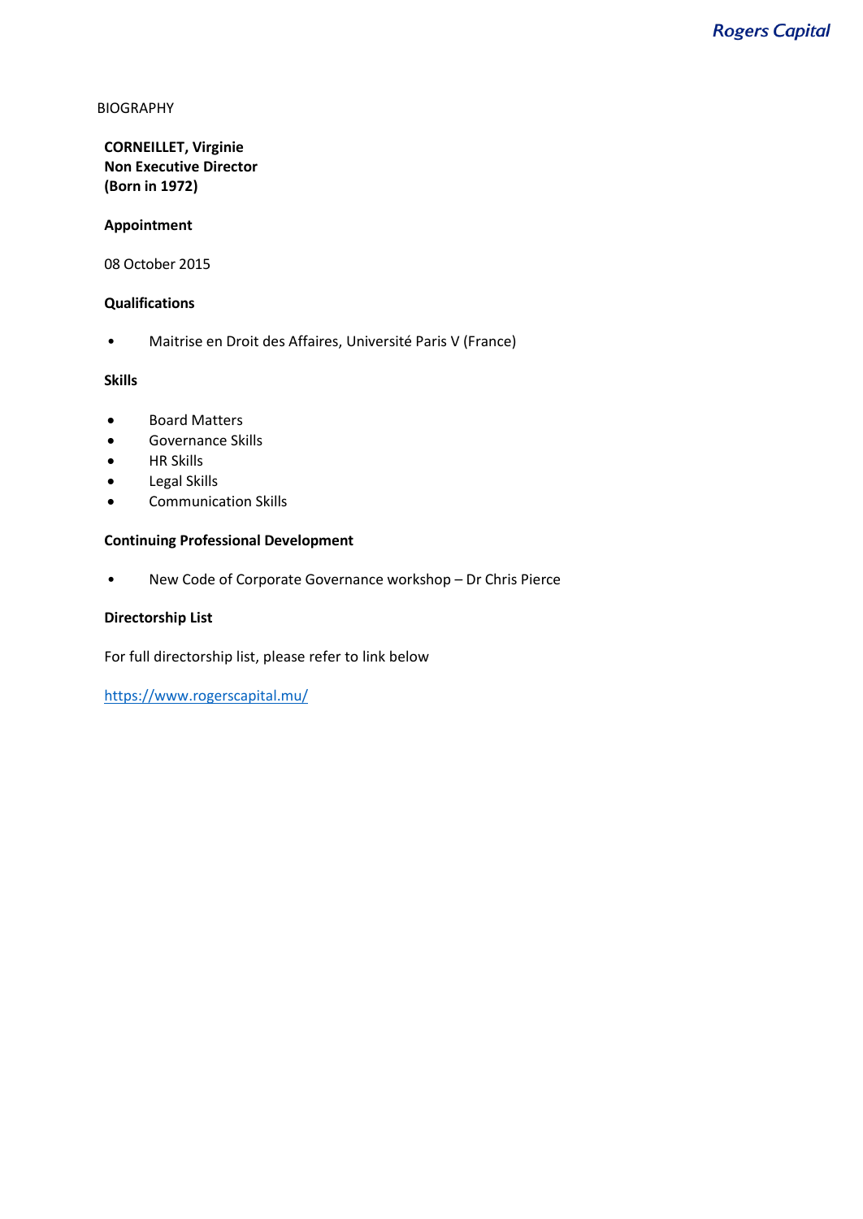BIOGRAPHY

**CORNEILLET, Virginie**
**Non Executive Director**
**(Born in 1972)**

**Appointment**

08 October 2015

**Qualifications**

- Maitrise en Droit des Affaires, Université Paris V (France)

**Skills**

- Board Matters
- Governance Skills
- HR Skills
- Legal Skills
- Communication Skills

**Continuing Professional Development**

- New Code of Corporate Governance workshop – Dr Chris Pierce

**Directorship List**

For full directorship list, please refer to link below

https://www.rogerscapital.mu/